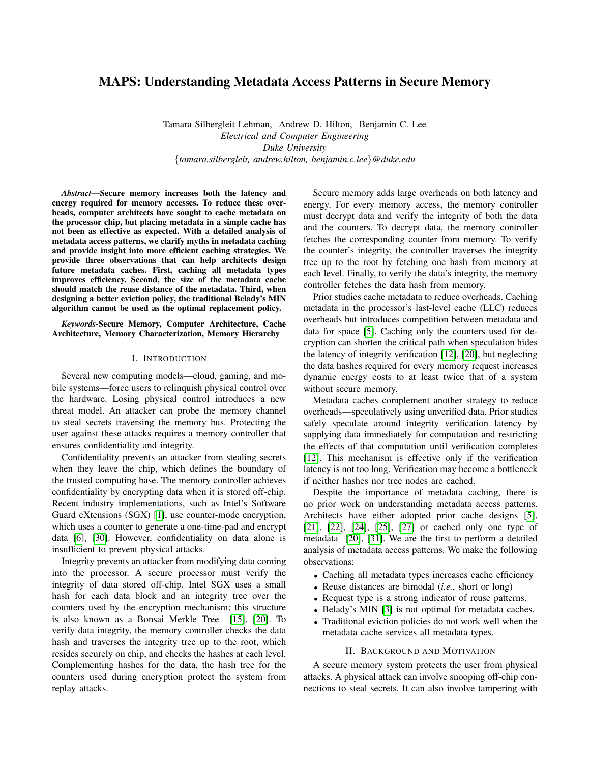# MAPS: Understanding Metadata Access Patterns in Secure Memory

Tamara Silbergleit Lehman, Andrew D. Hilton, Benjamin C. Lee
*Electrical and Computer Engineering*
*Duke University*
{*tamara.silbergleit, andrew.hilton, benjamin.c.lee*}*@duke.edu*

***Abstract*—Secure memory increases both the latency and energy required for memory accesses. To reduce these overheads, computer architects have sought to cache metadata on the processor chip, but placing metadata in a simple cache has not been as effective as expected. With a detailed analysis of metadata access patterns, we clarify myths in metadata caching and provide insight into more efficient caching strategies. We provide three observations that can help architects design future metadata caches. First, caching all metadata types improves efficiency. Second, the size of the metadata cache should match the reuse distance of the metadata. Third, when designing a better eviction policy, the traditional Belady's MIN algorithm cannot be used as the optimal replacement policy.**

***Keywords*-Secure Memory, Computer Architecture, Cache Architecture, Memory Characterization, Memory Hierarchy**

## I. Introduction

Several new computing models—cloud, gaming, and mobile systems—force users to relinquish physical control over the hardware. Losing physical control introduces a new threat model. An attacker can probe the memory channel to steal secrets traversing the memory bus. Protecting the user against these attacks requires a memory controller that ensures confidentiality and integrity.

Confidentiality prevents an attacker from stealing secrets when they leave the chip, which defines the boundary of the trusted computing base. The memory controller achieves confidentiality by encrypting data when it is stored off-chip. Recent industry implementations, such as Intel's Software Guard eXtensions (SGX) [1], use counter-mode encryption, which uses a counter to generate a one-time-pad and encrypt data [6], [30]. However, confidentiality on data alone is insufficient to prevent physical attacks.

Integrity prevents an attacker from modifying data coming into the processor. A secure processor must verify the integrity of data stored off-chip. Intel SGX uses a small hash for each data block and an integrity tree over the counters used by the encryption mechanism; this structure is also known as a Bonsai Merkle Tree [15], [20]. To verify data integrity, the memory controller checks the data hash and traverses the integrity tree up to the root, which resides securely on chip, and checks the hashes at each level. Complementing hashes for the data, the hash tree for the counters used during encryption protect the system from replay attacks.

Secure memory adds large overheads on both latency and energy. For every memory access, the memory controller must decrypt data and verify the integrity of both the data and the counters. To decrypt data, the memory controller fetches the corresponding counter from memory. To verify the counter's integrity, the controller traverses the integrity tree up to the root by fetching one hash from memory at each level. Finally, to verify the data's integrity, the memory controller fetches the data hash from memory.

Prior studies cache metadata to reduce overheads. Caching metadata in the processor's last-level cache (LLC) reduces overheads but introduces competition between metadata and data for space [5]. Caching only the counters used for decryption can shorten the critical path when speculation hides the latency of integrity verification [12], [20], but neglecting the data hashes required for every memory request increases dynamic energy costs to at least twice that of a system without secure memory.

Metadata caches complement another strategy to reduce overheads—speculatively using unverified data. Prior studies safely speculate around integrity verification latency by supplying data immediately for computation and restricting the effects of that computation until verification completes [12]. This mechanism is effective only if the verification latency is not too long. Verification may become a bottleneck if neither hashes nor tree nodes are cached.

Despite the importance of metadata caching, there is no prior work on understanding metadata access patterns. Architects have either adopted prior cache designs [5], [21], [22], [24], [25], [27] or cached only one type of metadata [20], [31]. We are the first to perform a detailed analysis of metadata access patterns. We make the following observations:

- Caching all metadata types increases cache efficiency
- Reuse distances are bimodal (*i.e.*, short or long)
- Request type is a strong indicator of reuse patterns.
- Belady's MIN [3] is not optimal for metadata caches.
- Traditional eviction policies do not work well when the metadata cache services all metadata types.

## II. Background and Motivation

A secure memory system protects the user from physical attacks. A physical attack can involve snooping off-chip connections to steal secrets. It can also involve tampering with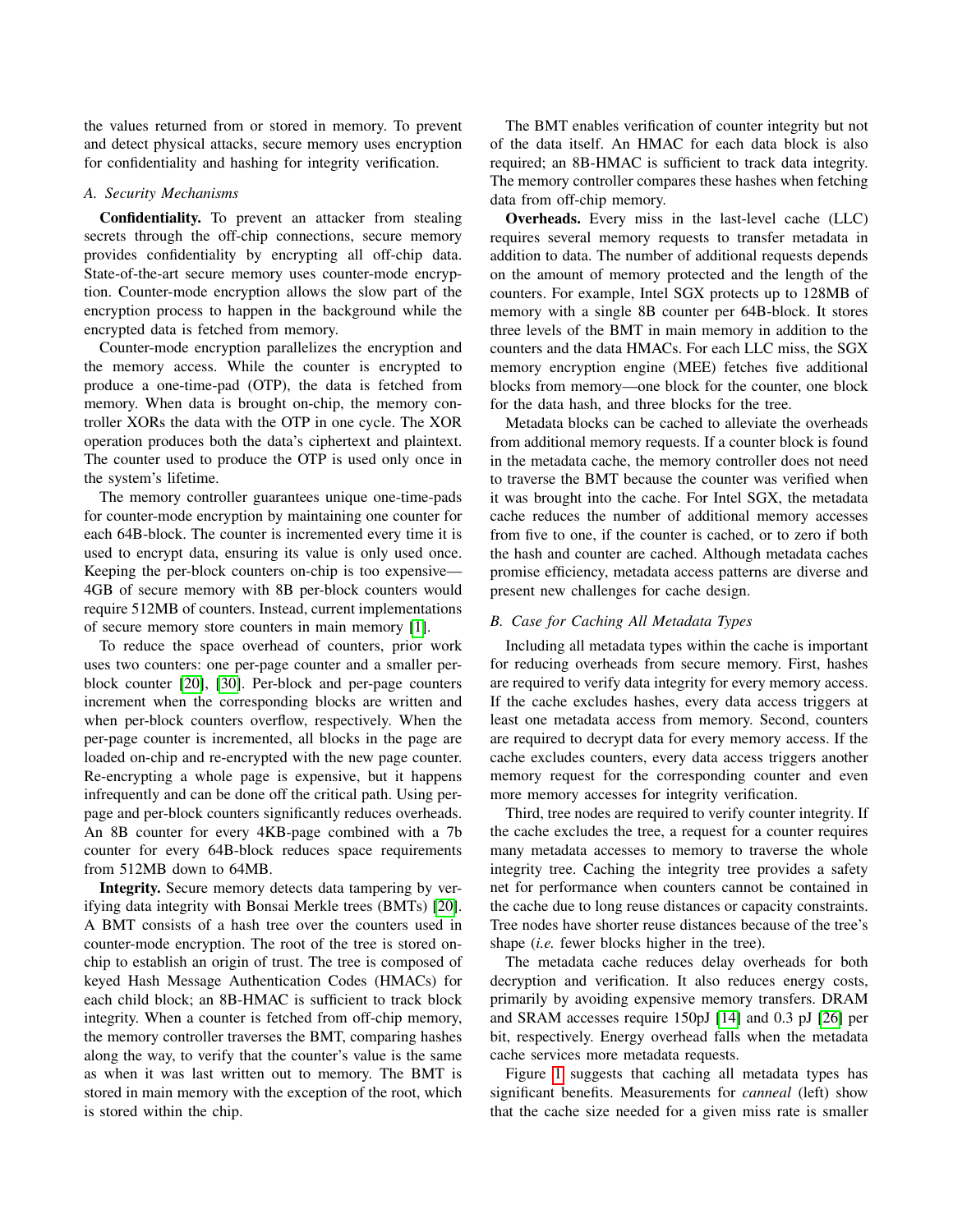the values returned from or stored in memory. To prevent and detect physical attacks, secure memory uses encryption for confidentiality and hashing for integrity verification.

### A. Security Mechanisms

**Confidentiality.** To prevent an attacker from stealing secrets through the off-chip connections, secure memory provides confidentiality by encrypting all off-chip data. State-of-the-art secure memory uses counter-mode encryption. Counter-mode encryption allows the slow part of the encryption process to happen in the background while the encrypted data is fetched from memory.

Counter-mode encryption parallelizes the encryption and the memory access. While the counter is encrypted to produce a one-time-pad (OTP), the data is fetched from memory. When data is brought on-chip, the memory controller XORs the data with the OTP in one cycle. The XOR operation produces both the data's ciphertext and plaintext. The counter used to produce the OTP is used only once in the system's lifetime.

The memory controller guarantees unique one-time-pads for counter-mode encryption by maintaining one counter for each 64B-block. The counter is incremented every time it is used to encrypt data, ensuring its value is only used once. Keeping the per-block counters on-chip is too expensive—4GB of secure memory with 8B per-block counters would require 512MB of counters. Instead, current implementations of secure memory store counters in main memory [1].

To reduce the space overhead of counters, prior work uses two counters: one per-page counter and a smaller per-block counter [20], [30]. Per-block and per-page counters increment when the corresponding blocks are written and when per-block counters overflow, respectively. When the per-page counter is incremented, all blocks in the page are loaded on-chip and re-encrypted with the new page counter. Re-encrypting a whole page is expensive, but it happens infrequently and can be done off the critical path. Using per-page and per-block counters significantly reduces overheads. An 8B counter for every 4KB-page combined with a 7b counter for every 64B-block reduces space requirements from 512MB down to 64MB.

**Integrity.** Secure memory detects data tampering by verifying data integrity with Bonsai Merkle trees (BMTs) [20]. A BMT consists of a hash tree over the counters used in counter-mode encryption. The root of the tree is stored on-chip to establish an origin of trust. The tree is composed of keyed Hash Message Authentication Codes (HMACs) for each child block; an 8B-HMAC is sufficient to track block integrity. When a counter is fetched from off-chip memory, the memory controller traverses the BMT, comparing hashes along the way, to verify that the counter's value is the same as when it was last written out to memory. The BMT is stored in main memory with the exception of the root, which is stored within the chip.

The BMT enables verification of counter integrity but not of the data itself. An HMAC for each data block is also required; an 8B-HMAC is sufficient to track data integrity. The memory controller compares these hashes when fetching data from off-chip memory.

**Overheads.** Every miss in the last-level cache (LLC) requires several memory requests to transfer metadata in addition to data. The number of additional requests depends on the amount of memory protected and the length of the counters. For example, Intel SGX protects up to 128MB of memory with a single 8B counter per 64B-block. It stores three levels of the BMT in main memory in addition to the counters and the data HMACs. For each LLC miss, the SGX memory encryption engine (MEE) fetches five additional blocks from memory—one block for the counter, one block for the data hash, and three blocks for the tree.

Metadata blocks can be cached to alleviate the overheads from additional memory requests. If a counter block is found in the metadata cache, the memory controller does not need to traverse the BMT because the counter was verified when it was brought into the cache. For Intel SGX, the metadata cache reduces the number of additional memory accesses from five to one, if the counter is cached, or to zero if both the hash and counter are cached. Although metadata caches promise efficiency, metadata access patterns are diverse and present new challenges for cache design.

### B. Case for Caching All Metadata Types

Including all metadata types within the cache is important for reducing overheads from secure memory. First, hashes are required to verify data integrity for every memory access. If the cache excludes hashes, every data access triggers at least one metadata access from memory. Second, counters are required to decrypt data for every memory access. If the cache excludes counters, every data access triggers another memory request for the corresponding counter and even more memory accesses for integrity verification.

Third, tree nodes are required to verify counter integrity. If the cache excludes the tree, a request for a counter requires many metadata accesses to memory to traverse the whole integrity tree. Caching the integrity tree provides a safety net for performance when counters cannot be contained in the cache due to long reuse distances or capacity constraints. Tree nodes have shorter reuse distances because of the tree's shape (*i.e.* fewer blocks higher in the tree).

The metadata cache reduces delay overheads for both decryption and verification. It also reduces energy costs, primarily by avoiding expensive memory transfers. DRAM and SRAM accesses require 150pJ [14] and 0.3 pJ [26] per bit, respectively. Energy overhead falls when the metadata cache services more metadata requests.

Figure 1 suggests that caching all metadata types has significant benefits. Measurements for *canneal* (left) show that the cache size needed for a given miss rate is smaller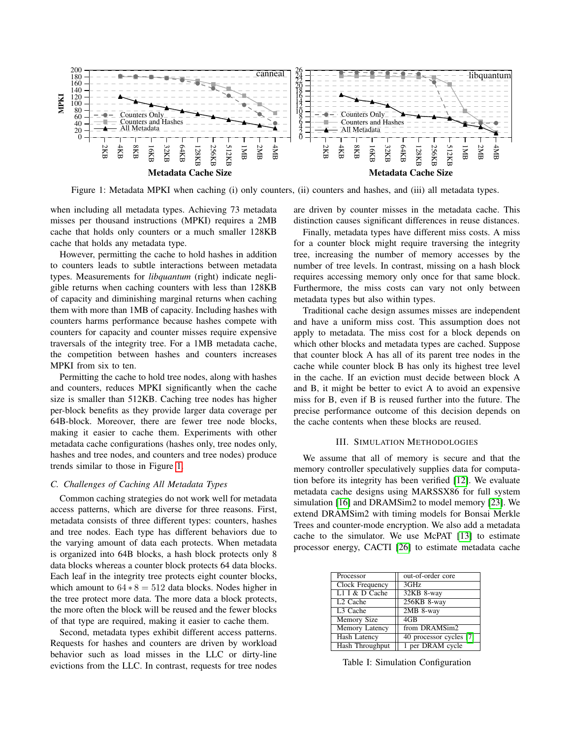Figure 1: Metadata MPKI when caching (i) only counters, (ii) counters and hashes, and (iii) all metadata types.

when including all metadata types. Achieving 73 metadata misses per thousand instructions (MPKI) requires a 2MB cache that holds only counters or a much smaller 128KB cache that holds any metadata type.

However, permitting the cache to hold hashes in addition to counters leads to subtle interactions between metadata types. Measurements for *libquantum* (right) indicate negligible returns when caching counters with less than 128KB of capacity and diminishing marginal returns when caching them with more than 1MB of capacity. Including hashes with counters harms performance because hashes compete with counters for capacity and counter misses require expensive traversals of the integrity tree. For a 1MB metadata cache, the competition between hashes and counters increases MPKI from six to ten.

Permitting the cache to hold tree nodes, along with hashes and counters, reduces MPKI significantly when the cache size is smaller than 512KB. Caching tree nodes has higher per-block benefits as they provide larger data coverage per 64B-block. Moreover, there are fewer tree node blocks, making it easier to cache them. Experiments with other metadata cache configurations (hashes only, tree nodes only, hashes and tree nodes, and counters and tree nodes) produce trends similar to those in Figure 1.

### C. Challenges of Caching All Metadata Types

Common caching strategies do not work well for metadata access patterns, which are diverse for three reasons. First, metadata consists of three different types: counters, hashes and tree nodes. Each type has different behaviors due to the varying amount of data each protects. When metadata is organized into 64B blocks, a hash block protects only 8 data blocks whereas a counter block protects 64 data blocks. Each leaf in the integrity tree protects eight counter blocks, which amount to $64 * 8 = 512$ data blocks. Nodes higher in the tree protect more data. The more data a block protects, the more often the block will be reused and the fewer blocks of that type are required, making it easier to cache them.

Second, metadata types exhibit different access patterns. Requests for hashes and counters are driven by workload behavior such as load misses in the LLC or dirty-line evictions from the LLC. In contrast, requests for tree nodes are driven by counter misses in the metadata cache. This distinction causes significant differences in reuse distances.

Finally, metadata types have different miss costs. A miss for a counter block might require traversing the integrity tree, increasing the number of memory accesses by the number of tree levels. In contrast, missing on a hash block requires accessing memory only once for that same block. Furthermore, the miss costs can vary not only between metadata types but also within types.

Traditional cache design assumes misses are independent and have a uniform miss cost. This assumption does not apply to metadata. The miss cost for a block depends on which other blocks and metadata types are cached. Suppose that counter block A has all of its parent tree nodes in the cache while counter block B has only its highest tree level in the cache. If an eviction must decide between block A and B, it might be better to evict A to avoid an expensive miss for B, even if B is reused further into the future. The precise performance outcome of this decision depends on the cache contents when these blocks are reused.

## III. Simulation Methodologies

We assume that all of memory is secure and that the memory controller speculatively supplies data for computation before its integrity has been verified [12]. We evaluate metadata cache designs using MARSSX86 for full system simulation [16] and DRAMSim2 to model memory [23]. We extend DRAMSim2 with timing models for Bonsai Merkle Trees and counter-mode encryption. We also add a metadata cache to the simulator. We use McPAT [13] to estimate processor energy, CACTI [26] to estimate metadata cache

| Processor | out-of-order core |
|---|---|
| Clock Frequency | 3GHz |
| L1 I & D Cache | 32KB 8-way |
| L2 Cache | 256KB 8-way |
| L3 Cache | 2MB 8-way |
| Memory Size | 4GB |
| Memory Latency | from DRAMSim2 |
| Hash Latency | 40 processor cycles [7] |
| Hash Throughput | 1 per DRAM cycle |

Table I: Simulation Configuration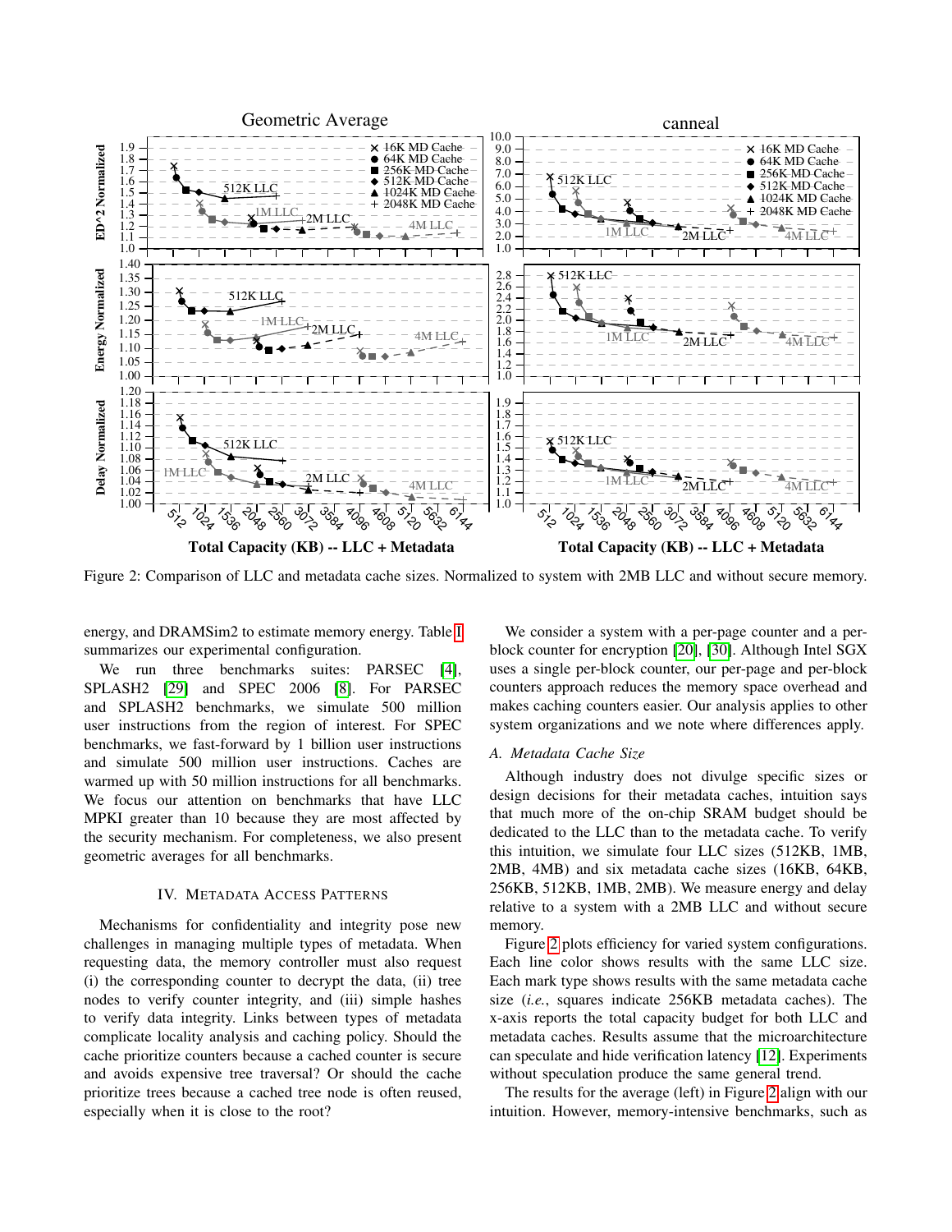Figure 2: Comparison of LLC and metadata cache sizes. Normalized to system with 2MB LLC and without secure memory.

energy, and DRAMSim2 to estimate memory energy. Table I summarizes our experimental configuration.

We run three benchmarks suites: PARSEC [4], SPLASH2 [29] and SPEC 2006 [8]. For PARSEC and SPLASH2 benchmarks, we simulate 500 million user instructions from the region of interest. For SPEC benchmarks, we fast-forward by 1 billion user instructions and simulate 500 million user instructions. Caches are warmed up with 50 million instructions for all benchmarks. We focus our attention on benchmarks that have LLC MPKI greater than 10 because they are most affected by the security mechanism. For completeness, we also present geometric averages for all benchmarks.

## IV. Metadata Access Patterns

Mechanisms for confidentiality and integrity pose new challenges in managing multiple types of metadata. When requesting data, the memory controller must also request (i) the corresponding counter to decrypt the data, (ii) tree nodes to verify counter integrity, and (iii) simple hashes to verify data integrity. Links between types of metadata complicate locality analysis and caching policy. Should the cache prioritize counters because a cached counter is secure and avoids expensive tree traversal? Or should the cache prioritize trees because a cached tree node is often reused, especially when it is close to the root?

We consider a system with a per-page counter and a per-block counter for encryption [20], [30]. Although Intel SGX uses a single per-block counter, our per-page and per-block counters approach reduces the memory space overhead and makes caching counters easier. Our analysis applies to other system organizations and we note where differences apply.

### *A. Metadata Cache Size*

Although industry does not divulge specific sizes or design decisions for their metadata caches, intuition says that much more of the on-chip SRAM budget should be dedicated to the LLC than to the metadata cache. To verify this intuition, we simulate four LLC sizes (512KB, 1MB, 2MB, 4MB) and six metadata cache sizes (16KB, 64KB, 256KB, 512KB, 1MB, 2MB). We measure energy and delay relative to a system with a 2MB LLC and without secure memory.

Figure 2 plots efficiency for varied system configurations. Each line color shows results with the same LLC size. Each mark type shows results with the same metadata cache size (*i.e.*, squares indicate 256KB metadata caches). The x-axis reports the total capacity budget for both LLC and metadata caches. Results assume that the microarchitecture can speculate and hide verification latency [12]. Experiments without speculation produce the same general trend.

The results for the average (left) in Figure 2 align with our intuition. However, memory-intensive benchmarks, such as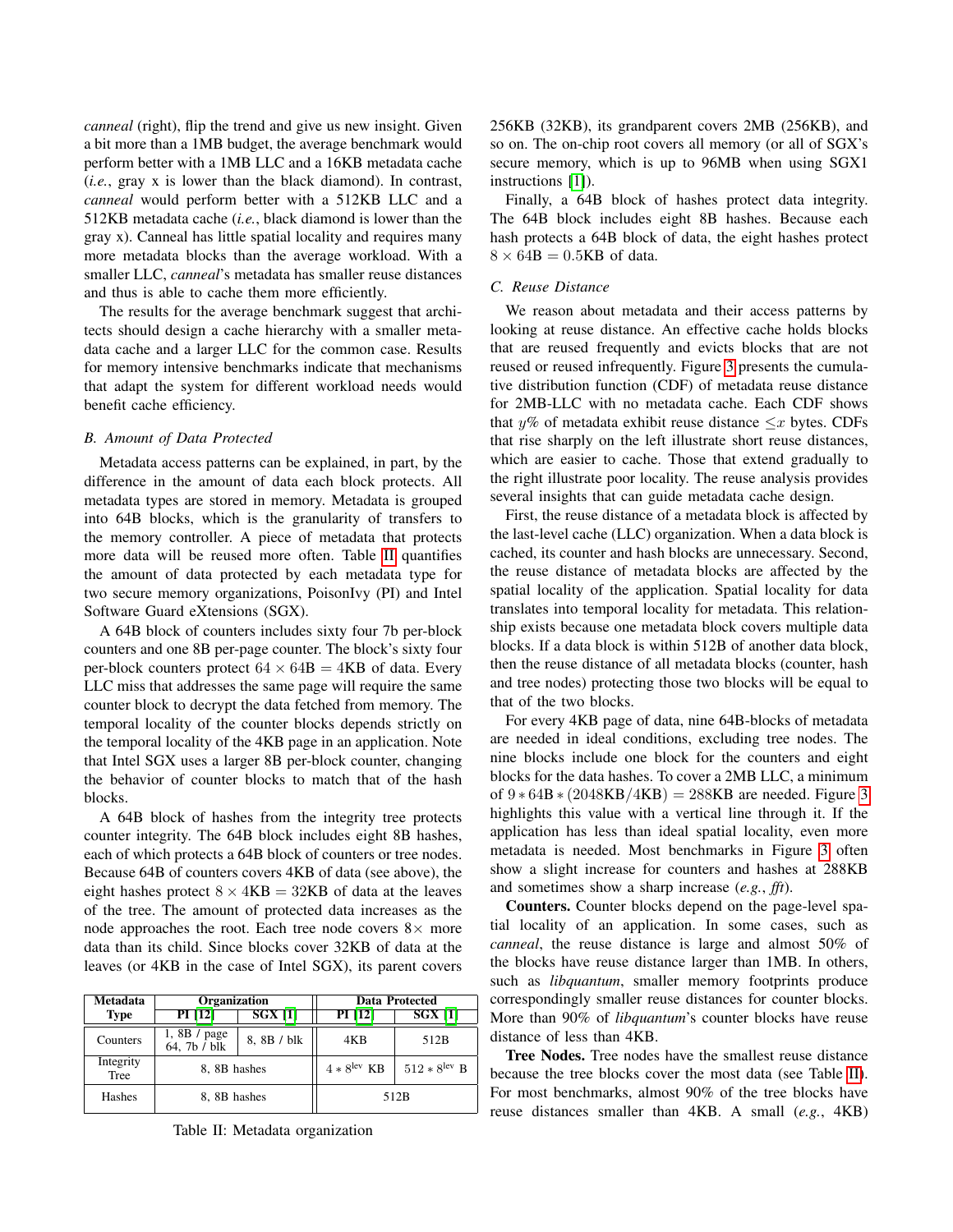*canneal* (right), flip the trend and give us new insight. Given a bit more than a 1MB budget, the average benchmark would perform better with a 1MB LLC and a 16KB metadata cache (*i.e.*, gray x is lower than the black diamond). In contrast, *canneal* would perform better with a 512KB LLC and a 512KB metadata cache (*i.e.*, black diamond is lower than the gray x). Canneal has little spatial locality and requires many more metadata blocks than the average workload. With a smaller LLC, *canneal*'s metadata has smaller reuse distances and thus is able to cache them more efficiently.

The results for the average benchmark suggest that architects should design a cache hierarchy with a smaller metadata cache and a larger LLC for the common case. Results for memory intensive benchmarks indicate that mechanisms that adapt the system for different workload needs would benefit cache efficiency.

### *B. Amount of Data Protected*

Metadata access patterns can be explained, in part, by the difference in the amount of data each block protects. All metadata types are stored in memory. Metadata is grouped into 64B blocks, which is the granularity of transfers to the memory controller. A piece of metadata that protects more data will be reused more often. Table II quantifies the amount of data protected by each metadata type for two secure memory organizations, PoisonIvy (PI) and Intel Software Guard eXtensions (SGX).

A 64B block of counters includes sixty four 7b per-block counters and one 8B per-page counter. The block's sixty four per-block counters protect $64 \times 64\text{B} = 4\text{KB}$ of data. Every LLC miss that addresses the same page will require the same counter block to decrypt the data fetched from memory. The temporal locality of the counter blocks depends strictly on the temporal locality of the 4KB page in an application. Note that Intel SGX uses a larger 8B per-block counter, changing the behavior of counter blocks to match that of the hash blocks.

A 64B block of hashes from the integrity tree protects counter integrity. The 64B block includes eight 8B hashes, each of which protects a 64B block of counters or tree nodes. Because 64B of counters covers 4KB of data (see above), the eight hashes protect $8 \times 4\text{KB} = 32\text{KB}$ of data at the leaves of the tree. The amount of protected data increases as the node approaches the root. Each tree node covers $8\times$ more data than its child. Since blocks cover 32KB of data at the leaves (or 4KB in the case of Intel SGX), its parent covers 256KB (32KB), its grandparent covers 2MB (256KB), and so on. The on-chip root covers all memory (or all of SGX's secure memory, which is up to 96MB when using SGX1 instructions [1]).

| Metadata Type | Organization | | Data Protected | |
|---|---|---|---|---|
| | PI [12] | SGX [1] | PI [12] | SGX [1] |
| Counters | 1, 8B / page 64, 7b / blk | 8, 8B / blk | 4KB | 512B |
| Integrity Tree | 8, 8B hashes | | $4 * 8^{\text{lev}}$ KB | $512 * 8^{\text{lev}}$ B |
| Hashes | 8, 8B hashes | | 512B | |

Table II: Metadata organization

Finally, a 64B block of hashes protect data integrity. The 64B block includes eight 8B hashes. Because each hash protects a 64B block of data, the eight hashes protect $8 \times 64\text{B} = 0.5\text{KB}$ of data.

### *C. Reuse Distance*

We reason about metadata and their access patterns by looking at reuse distance. An effective cache holds blocks that are reused frequently and evicts blocks that are not reused or reused infrequently. Figure 3 presents the cumulative distribution function (CDF) of metadata reuse distance for 2MB-LLC with no metadata cache. Each CDF shows that $y\%$ of metadata exhibit reuse distance $\leq x$ bytes. CDFs that rise sharply on the left illustrate short reuse distances, which are easier to cache. Those that extend gradually to the right illustrate poor locality. The reuse analysis provides several insights that can guide metadata cache design.

First, the reuse distance of a metadata block is affected by the last-level cache (LLC) organization. When a data block is cached, its counter and hash blocks are unnecessary. Second, the reuse distance of metadata blocks are affected by the spatial locality of the application. Spatial locality for data translates into temporal locality for metadata. This relationship exists because one metadata block covers multiple data blocks. If a data block is within 512B of another data block, then the reuse distance of all metadata blocks (counter, hash and tree nodes) protecting those two blocks will be equal to that of the two blocks.

For every 4KB page of data, nine 64B-blocks of metadata are needed in ideal conditions, excluding tree nodes. The nine blocks include one block for the counters and eight blocks for the data hashes. To cover a 2MB LLC, a minimum of $9 * 64\text{B} * (2048\text{KB}/4\text{KB}) = 288\text{KB}$ are needed. Figure 3 highlights this value with a vertical line through it. If the application has less than ideal spatial locality, even more metadata is needed. Most benchmarks in Figure 3 often show a slight increase for counters and hashes at 288KB and sometimes show a sharp increase (*e.g.*, *fft*).

**Counters.** Counter blocks depend on the page-level spatial locality of an application. In some cases, such as *canneal*, the reuse distance is large and almost 50% of the blocks have reuse distance larger than 1MB. In others, such as *libquantum*, smaller memory footprints produce correspondingly smaller reuse distances for counter blocks. More than 90% of *libquantum*'s counter blocks have reuse distance of less than 4KB.

**Tree Nodes.** Tree nodes have the smallest reuse distance because the tree blocks cover the most data (see Table II). For most benchmarks, almost 90% of the tree blocks have reuse distances smaller than 4KB. A small (*e.g.*, 4KB)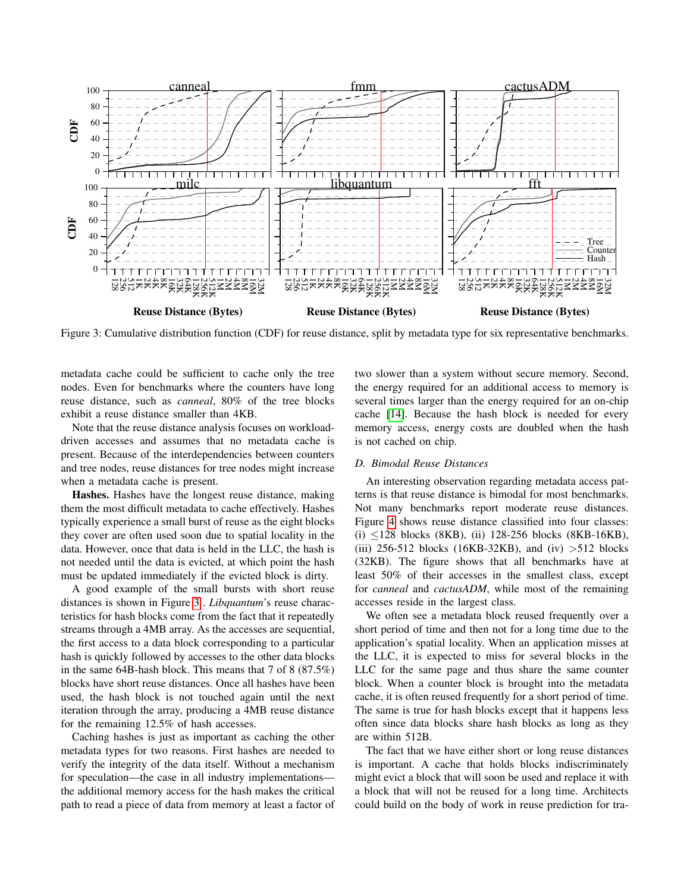Figure 3: Cumulative distribution function (CDF) for reuse distance, split by metadata type for six representative benchmarks.

metadata cache could be sufficient to cache only the tree nodes. Even for benchmarks where the counters have long reuse distance, such as *canneal*, 80% of the tree blocks exhibit a reuse distance smaller than 4KB.

Note that the reuse distance analysis focuses on workload-driven accesses and assumes that no metadata cache is present. Because of the interdependencies between counters and tree nodes, reuse distances for tree nodes might increase when a metadata cache is present.

**Hashes.** Hashes have the longest reuse distance, making them the most difficult metadata to cache effectively. Hashes typically experience a small burst of reuse as the eight blocks they cover are often used soon due to spatial locality in the data. However, once that data is held in the LLC, the hash is not needed until the data is evicted, at which point the hash must be updated immediately if the evicted block is dirty.

A good example of the small bursts with short reuse distances is shown in Figure 3 . *Libquantum*'s reuse characteristics for hash blocks come from the fact that it repeatedly streams through a 4MB array. As the accesses are sequential, the first access to a data block corresponding to a particular hash is quickly followed by accesses to the other data blocks in the same 64B-hash block. This means that 7 of 8 (87.5%) blocks have short reuse distances. Once all hashes have been used, the hash block is not touched again until the next iteration through the array, producing a 4MB reuse distance for the remaining 12.5% of hash accesses.

Caching hashes is just as important as caching the other metadata types for two reasons. First hashes are needed to verify the integrity of the data itself. Without a mechanism for speculation—the case in all industry implementations—the additional memory access for the hash makes the critical path to read a piece of data from memory at least a factor of two slower than a system without secure memory. Second, the energy required for an additional access to memory is several times larger than the energy required for an on-chip cache [14]. Because the hash block is needed for every memory access, energy costs are doubled when the hash is not cached on chip.

### D. Bimodal Reuse Distances

An interesting observation regarding metadata access patterns is that reuse distance is bimodal for most benchmarks. Not many benchmarks report moderate reuse distances. Figure 4 shows reuse distance classified into four classes: (i) ≤128 blocks (8KB), (ii) 128-256 blocks (8KB-16KB), (iii) 256-512 blocks (16KB-32KB), and (iv) >512 blocks (32KB). The figure shows that all benchmarks have at least 50% of their accesses in the smallest class, except for *canneal* and *cactusADM*, while most of the remaining accesses reside in the largest class.

We often see a metadata block reused frequently over a short period of time and then not for a long time due to the application's spatial locality. When an application misses at the LLC, it is expected to miss for several blocks in the LLC for the same page and thus share the same counter block. When a counter block is brought into the metadata cache, it is often reused frequently for a short period of time. The same is true for hash blocks except that it happens less often since data blocks share hash blocks as long as they are within 512B.

The fact that we have either short or long reuse distances is important. A cache that holds blocks indiscriminately might evict a block that will soon be used and replace it with a block that will not be reused for a long time. Architects could build on the body of work in reuse prediction for tra-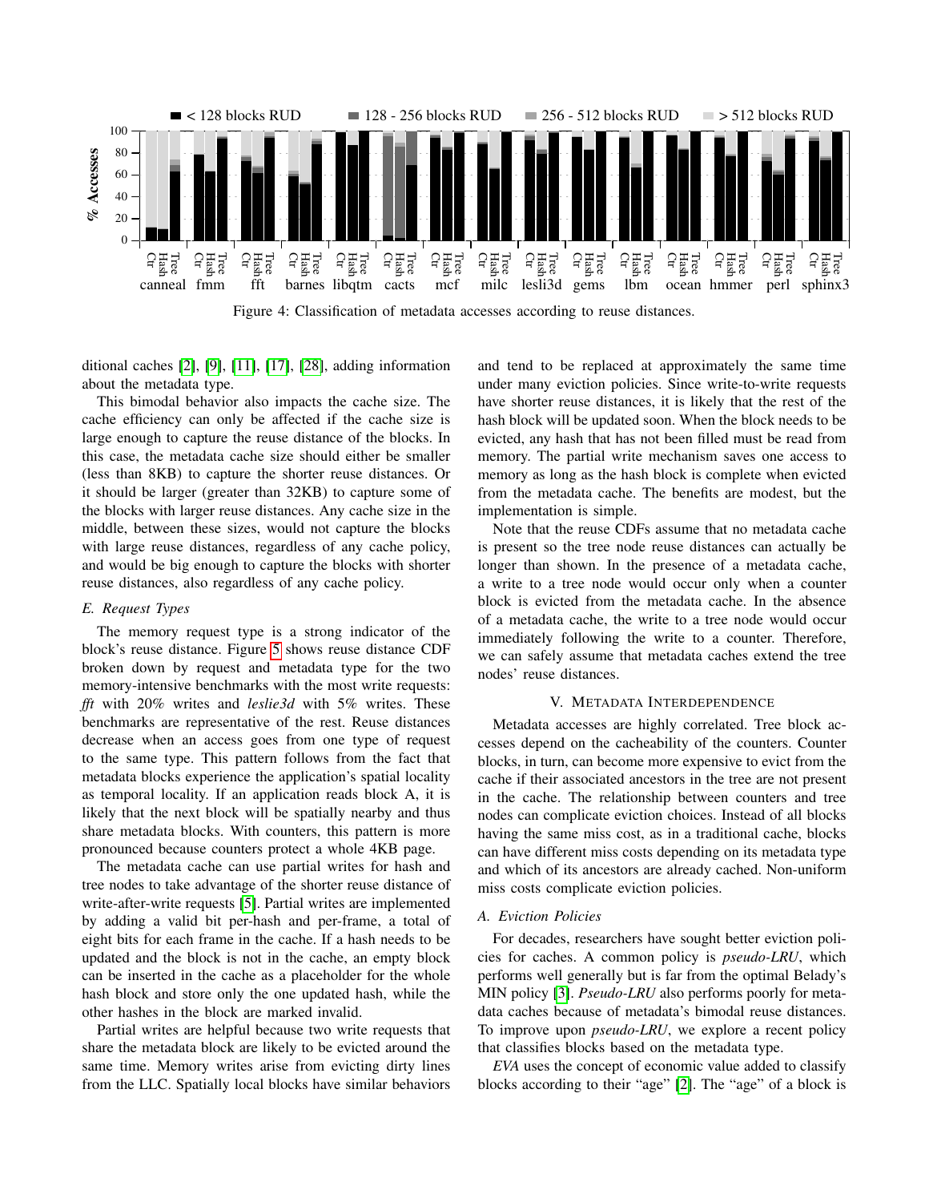Figure 4: Classification of metadata accesses according to reuse distances.

ditional caches [2], [9], [11], [17], [28], adding information about the metadata type.

This bimodal behavior also impacts the cache size. The cache efficiency can only be affected if the cache size is large enough to capture the reuse distance of the blocks. In this case, the metadata cache size should either be smaller (less than 8KB) to capture the shorter reuse distances. Or it should be larger (greater than 32KB) to capture some of the blocks with larger reuse distances. Any cache size in the middle, between these sizes, would not capture the blocks with large reuse distances, regardless of any cache policy, and would be big enough to capture the blocks with shorter reuse distances, also regardless of any cache policy.

### E. Request Types

The memory request type is a strong indicator of the block's reuse distance. Figure 5 shows reuse distance CDF broken down by request and metadata type for the two memory-intensive benchmarks with the most write requests: *fft* with 20% writes and *leslie3d* with 5% writes. These benchmarks are representative of the rest. Reuse distances decrease when an access goes from one type of request to the same type. This pattern follows from the fact that metadata blocks experience the application's spatial locality as temporal locality. If an application reads block A, it is likely that the next block will be spatially nearby and thus share metadata blocks. With counters, this pattern is more pronounced because counters protect a whole 4KB page.

The metadata cache can use partial writes for hash and tree nodes to take advantage of the shorter reuse distance of write-after-write requests [5]. Partial writes are implemented by adding a valid bit per-hash and per-frame, a total of eight bits for each frame in the cache. If a hash needs to be updated and the block is not in the cache, an empty block can be inserted in the cache as a placeholder for the whole hash block and store only the one updated hash, while the other hashes in the block are marked invalid.

Partial writes are helpful because two write requests that share the metadata block are likely to be evicted around the same time. Memory writes arise from evicting dirty lines from the LLC. Spatially local blocks have similar behaviors and tend to be replaced at approximately the same time under many eviction policies. Since write-to-write requests have shorter reuse distances, it is likely that the rest of the hash block will be updated soon. When the block needs to be evicted, any hash that has not been filled must be read from memory. The partial write mechanism saves one access to memory as long as the hash block is complete when evicted from the metadata cache. The benefits are modest, but the implementation is simple.

Note that the reuse CDFs assume that no metadata cache is present so the tree node reuse distances can actually be longer than shown. In the presence of a metadata cache, a write to a tree node would occur only when a counter block is evicted from the metadata cache. In the absence of a metadata cache, the write to a tree node would occur immediately following the write to a counter. Therefore, we can safely assume that metadata caches extend the tree nodes' reuse distances.

## V. Metadata Interdependence

Metadata accesses are highly correlated. Tree block accesses depend on the cacheability of the counters. Counter blocks, in turn, can become more expensive to evict from the cache if their associated ancestors in the tree are not present in the cache. The relationship between counters and tree nodes can complicate eviction choices. Instead of all blocks having the same miss cost, as in a traditional cache, blocks can have different miss costs depending on its metadata type and which of its ancestors are already cached. Non-uniform miss costs complicate eviction policies.

### A. Eviction Policies

For decades, researchers have sought better eviction policies for caches. A common policy is *pseudo-LRU*, which performs well generally but is far from the optimal Belady's MIN policy [3]. *Pseudo-LRU* also performs poorly for metadata caches because of metadata's bimodal reuse distances. To improve upon *pseudo-LRU*, we explore a recent policy that classifies blocks based on the metadata type.

*EVA* uses the concept of economic value added to classify blocks according to their "age" [2]. The "age" of a block is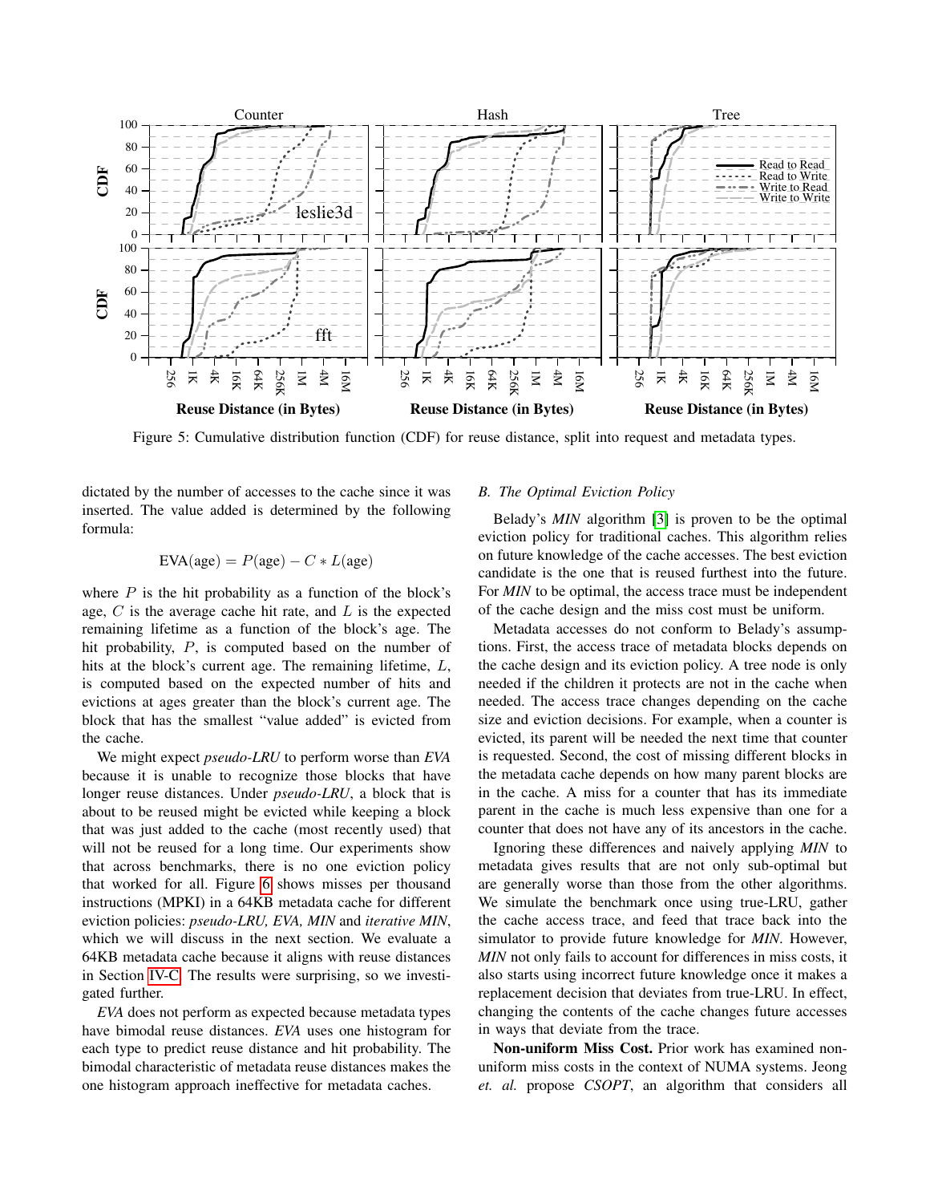Counter

Hash

Tree

CDF

leslie3d

fft

Read to Read
Read to Write
Write to Read
Write to Write

100 80 60 40 20 0

256 1K 4K 16K 64K 256K 1M 4M 16M

Reuse Distance (in Bytes)

Figure 5: Cumulative distribution function (CDF) for reuse distance, split into request and metadata types.

dictated by the number of accesses to the cache since it was inserted. The value added is determined by the following formula:

$$\text{EVA}(\text{age}) = P(\text{age}) - C * L(\text{age})$$

where $P$ is the hit probability as a function of the block's age, $C$ is the average cache hit rate, and $L$ is the expected remaining lifetime as a function of the block's age. The hit probability, $P$, is computed based on the number of hits at the block's current age. The remaining lifetime, $L$, is computed based on the expected number of hits and evictions at ages greater than the block's current age. The block that has the smallest "value added" is evicted from the cache.

We might expect *pseudo-LRU* to perform worse than *EVA* because it is unable to recognize those blocks that have longer reuse distances. Under *pseudo-LRU*, a block that is about to be reused might be evicted while keeping a block that was just added to the cache (most recently used) that will not be reused for a long time. Our experiments show that across benchmarks, there is no one eviction policy that worked for all. Figure 6 shows misses per thousand instructions (MPKI) in a 64KB metadata cache for different eviction policies: *pseudo-LRU, EVA, MIN* and *iterative MIN*, which we will discuss in the next section. We evaluate a 64KB metadata cache because it aligns with reuse distances in Section IV-C. The results were surprising, so we investigated further.

*EVA* does not perform as expected because metadata types have bimodal reuse distances. *EVA* uses one histogram for each type to predict reuse distance and hit probability. The bimodal characteristic of metadata reuse distances makes the one histogram approach ineffective for metadata caches.

### *B. The Optimal Eviction Policy*

Belady's *MIN* algorithm [3] is proven to be the optimal eviction policy for traditional caches. This algorithm relies on future knowledge of the cache accesses. The best eviction candidate is the one that is reused furthest into the future. For *MIN* to be optimal, the access trace must be independent of the cache design and the miss cost must be uniform.

Metadata accesses do not conform to Belady's assumptions. First, the access trace of metadata blocks depends on the cache design and its eviction policy. A tree node is only needed if the children it protects are not in the cache when needed. The access trace changes depending on the cache size and eviction decisions. For example, when a counter is evicted, its parent will be needed the next time that counter is requested. Second, the cost of missing different blocks in the metadata cache depends on how many parent blocks are in the cache. A miss for a counter that has its immediate parent in the cache is much less expensive than one for a counter that does not have any of its ancestors in the cache.

Ignoring these differences and naively applying *MIN* to metadata gives results that are not only sub-optimal but are generally worse than those from the other algorithms. We simulate the benchmark once using true-LRU, gather the cache access trace, and feed that trace back into the simulator to provide future knowledge for *MIN*. However, *MIN* not only fails to account for differences in miss costs, it also starts using incorrect future knowledge once it makes a replacement decision that deviates from true-LRU. In effect, changing the contents of the cache changes future accesses in ways that deviate from the trace.

**Non-uniform Miss Cost.** Prior work has examined non-uniform miss costs in the context of NUMA systems. Jeong *et. al.* propose *CSOPT*, an algorithm that considers all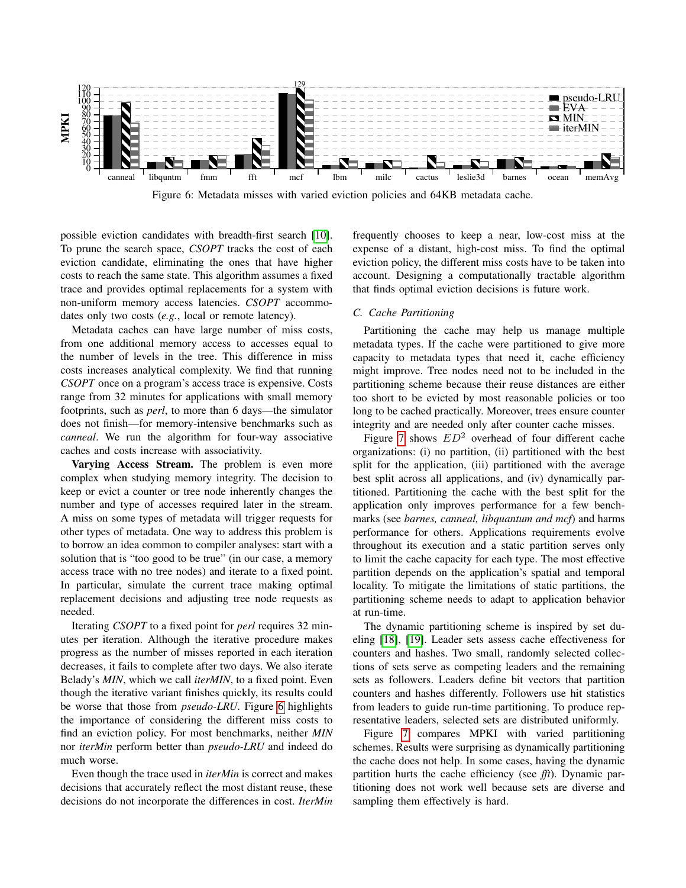Figure 6: Metadata misses with varied eviction policies and 64KB metadata cache.

possible eviction candidates with breadth-first search [10]. To prune the search space, *CSOPT* tracks the cost of each eviction candidate, eliminating the ones that have higher costs to reach the same state. This algorithm assumes a fixed trace and provides optimal replacements for a system with non-uniform memory access latencies. *CSOPT* accommodates only two costs (*e.g.*, local or remote latency).

Metadata caches can have large number of miss costs, from one additional memory access to accesses equal to the number of levels in the tree. This difference in miss costs increases analytical complexity. We find that running *CSOPT* once on a program's access trace is expensive. Costs range from 32 minutes for applications with small memory footprints, such as *perl*, to more than 6 days—the simulator does not finish—for memory-intensive benchmarks such as *canneal*. We run the algorithm for four-way associative caches and costs increase with associativity.

**Varying Access Stream.** The problem is even more complex when studying memory integrity. The decision to keep or evict a counter or tree node inherently changes the number and type of accesses required later in the stream. A miss on some types of metadata will trigger requests for other types of metadata. One way to address this problem is to borrow an idea common to compiler analyses: start with a solution that is "too good to be true" (in our case, a memory access trace with no tree nodes) and iterate to a fixed point. In particular, simulate the current trace making optimal replacement decisions and adjusting tree node requests as needed.

Iterating *CSOPT* to a fixed point for *perl* requires 32 minutes per iteration. Although the iterative procedure makes progress as the number of misses reported in each iteration decreases, it fails to complete after two days. We also iterate Belady's *MIN*, which we call *iterMIN*, to a fixed point. Even though the iterative variant finishes quickly, its results could be worse that those from *pseudo-LRU*. Figure 6 highlights the importance of considering the different miss costs to find an eviction policy. For most benchmarks, neither *MIN* nor *iterMin* perform better than *pseudo-LRU* and indeed do much worse.

Even though the trace used in *iterMin* is correct and makes decisions that accurately reflect the most distant reuse, these decisions do not incorporate the differences in cost. *IterMin* frequently chooses to keep a near, low-cost miss at the expense of a distant, high-cost miss. To find the optimal eviction policy, the different miss costs have to be taken into account. Designing a computationally tractable algorithm that finds optimal eviction decisions is future work.

### C. Cache Partitioning

Partitioning the cache may help us manage multiple metadata types. If the cache were partitioned to give more capacity to metadata types that need it, cache efficiency might improve. Tree nodes need not to be included in the partitioning scheme because their reuse distances are either too short to be evicted by most reasonable policies or too long to be cached practically. Moreover, trees ensure counter integrity and are needed only after counter cache misses.

Figure 7 shows $ED^2$ overhead of four different cache organizations: (i) no partition, (ii) partitioned with the best split for the application, (iii) partitioned with the average best split across all applications, and (iv) dynamically partitioned. Partitioning the cache with the best split for the application only improves performance for a few benchmarks (see *barnes, canneal, libquantum and mcf*) and harms performance for others. Applications requirements evolve throughout its execution and a static partition serves only to limit the cache capacity for each type. The most effective partition depends on the application's spatial and temporal locality. To mitigate the limitations of static partitions, the partitioning scheme needs to adapt to application behavior at run-time.

The dynamic partitioning scheme is inspired by set dueling [18], [19]. Leader sets assess cache effectiveness for counters and hashes. Two small, randomly selected collections of sets serve as competing leaders and the remaining sets as followers. Leaders define bit vectors that partition counters and hashes differently. Followers use hit statistics from leaders to guide run-time partitioning. To produce representative leaders, selected sets are distributed uniformly.

Figure 7 compares MPKI with varied partitioning schemes. Results were surprising as dynamically partitioning the cache does not help. In some cases, having the dynamic partition hurts the cache efficiency (see *fft*). Dynamic partitioning does not work well because sets are diverse and sampling them effectively is hard.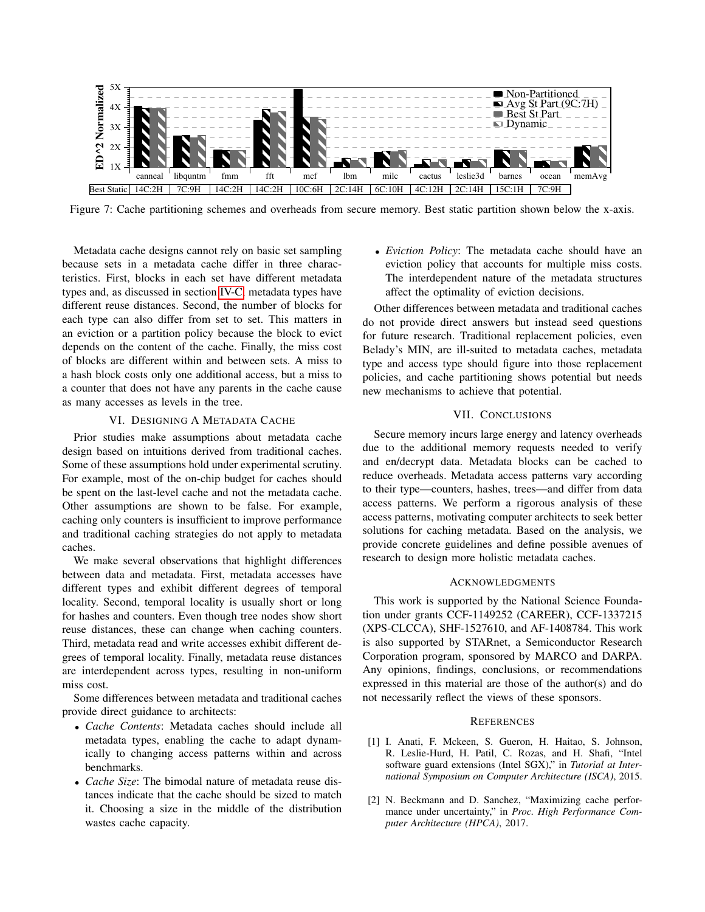ED^2 Normalized

5X
4X
3X
2X
1X

Non-Partitioned
Avg St Part (9C:7H)
Best St Part
Dynamic

canneal libquntm fmm fft mcf lbm milc cactus leslie3d barnes ocean memAvg

Best Static 14C:2H 7C:9H 14C:2H 14C:2H 10C:6H 2C:14H 6C:10H 4C:12H 2C:14H 15C:1H 7C:9H

Figure 7: Cache partitioning schemes and overheads from secure memory. Best static partition shown below the x-axis.

Metadata cache designs cannot rely on basic set sampling because sets in a metadata cache differ in three characteristics. First, blocks in each set have different metadata types and, as discussed in section IV-C, metadata types have different reuse distances. Second, the number of blocks for each type can also differ from set to set. This matters in an eviction or a partition policy because the block to evict depends on the content of the cache. Finally, the miss cost of blocks are different within and between sets. A miss to a hash block costs only one additional access, but a miss to a counter that does not have any parents in the cache cause as many accesses as levels in the tree.

## VI. Designing a Metadata Cache

Prior studies make assumptions about metadata cache design based on intuitions derived from traditional caches. Some of these assumptions hold under experimental scrutiny. For example, most of the on-chip budget for caches should be spent on the last-level cache and not the metadata cache. Other assumptions are shown to be false. For example, caching only counters is insufficient to improve performance and traditional caching strategies do not apply to metadata caches.

We make several observations that highlight differences between data and metadata. First, metadata accesses have different types and exhibit different degrees of temporal locality. Second, temporal locality is usually short or long for hashes and counters. Even though tree nodes show short reuse distances, these can change when caching counters. Third, metadata read and write accesses exhibit different degrees of temporal locality. Finally, metadata reuse distances are interdependent across types, resulting in non-uniform miss cost.

Some differences between metadata and traditional caches provide direct guidance to architects:

- *Cache Contents*: Metadata caches should include all metadata types, enabling the cache to adapt dynamically to changing access patterns within and across benchmarks.
- *Cache Size*: The bimodal nature of metadata reuse distances indicate that the cache should be sized to match it. Choosing a size in the middle of the distribution wastes cache capacity.
- *Eviction Policy*: The metadata cache should have an eviction policy that accounts for multiple miss costs. The interdependent nature of the metadata structures affect the optimality of eviction decisions.

Other differences between metadata and traditional caches do not provide direct answers but instead seed questions for future research. Traditional replacement policies, even Belady's MIN, are ill-suited to metadata caches, metadata type and access type should figure into those replacement policies, and cache partitioning shows potential but needs new mechanisms to achieve that potential.

## VII. Conclusions

Secure memory incurs large energy and latency overheads due to the additional memory requests needed to verify and en/decrypt data. Metadata blocks can be cached to reduce overheads. Metadata access patterns vary according to their type—counters, hashes, trees—and differ from data access patterns. We perform a rigorous analysis of these access patterns, motivating computer architects to seek better solutions for caching metadata. Based on the analysis, we provide concrete guidelines and define possible avenues of research to design more holistic metadata caches.

## Acknowledgments

This work is supported by the National Science Foundation under grants CCF-1149252 (CAREER), CCF-1337215 (XPS-CLCCA), SHF-1527610, and AF-1408784. This work is also supported by STARnet, a Semiconductor Research Corporation program, sponsored by MARCO and DARPA. Any opinions, findings, conclusions, or recommendations expressed in this material are those of the author(s) and do not necessarily reflect the views of these sponsors.

## References

[1] I. Anati, F. Mckeen, S. Gueron, H. Haitao, S. Johnson, R. Leslie-Hurd, H. Patil, C. Rozas, and H. Shafi, "Intel software guard extensions (Intel SGX)," in *Tutorial at International Symposium on Computer Architecture (ISCA)*, 2015.

[2] N. Beckmann and D. Sanchez, "Maximizing cache performance under uncertainty," in *Proc. High Performance Computer Architecture (HPCA)*, 2017.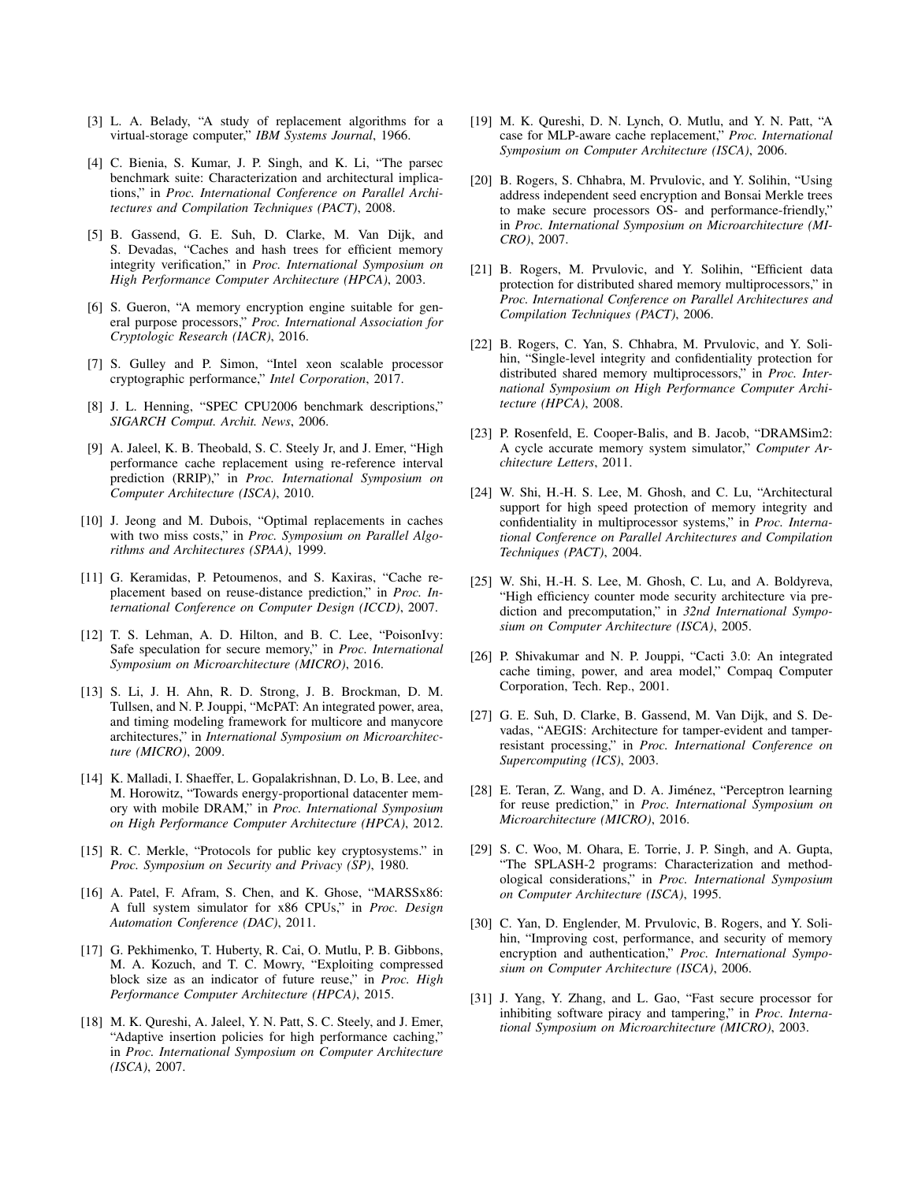[3] L. A. Belady, "A study of replacement algorithms for a virtual-storage computer," *IBM Systems Journal*, 1966.

[4] C. Bienia, S. Kumar, J. P. Singh, and K. Li, "The parsec benchmark suite: Characterization and architectural implications," in *Proc. International Conference on Parallel Architectures and Compilation Techniques (PACT)*, 2008.

[5] B. Gassend, G. E. Suh, D. Clarke, M. Van Dijk, and S. Devadas, "Caches and hash trees for efficient memory integrity verification," in *Proc. International Symposium on High Performance Computer Architecture (HPCA)*, 2003.

[6] S. Gueron, "A memory encryption engine suitable for general purpose processors," *Proc. International Association for Cryptologic Research (IACR)*, 2016.

[7] S. Gulley and P. Simon, "Intel xeon scalable processor cryptographic performance," *Intel Corporation*, 2017.

[8] J. L. Henning, "SPEC CPU2006 benchmark descriptions," *SIGARCH Comput. Archit. News*, 2006.

[9] A. Jaleel, K. B. Theobald, S. C. Steely Jr, and J. Emer, "High performance cache replacement using re-reference interval prediction (RRIP)," in *Proc. International Symposium on Computer Architecture (ISCA)*, 2010.

[10] J. Jeong and M. Dubois, "Optimal replacements in caches with two miss costs," in *Proc. Symposium on Parallel Algorithms and Architectures (SPAA)*, 1999.

[11] G. Keramidas, P. Petoumenos, and S. Kaxiras, "Cache replacement based on reuse-distance prediction," in *Proc. International Conference on Computer Design (ICCD)*, 2007.

[12] T. S. Lehman, A. D. Hilton, and B. C. Lee, "PoisonIvy: Safe speculation for secure memory," in *Proc. International Symposium on Microarchitecture (MICRO)*, 2016.

[13] S. Li, J. H. Ahn, R. D. Strong, J. B. Brockman, D. M. Tullsen, and N. P. Jouppi, "McPAT: An integrated power, area, and timing modeling framework for multicore and manycore architectures," in *International Symposium on Microarchitecture (MICRO)*, 2009.

[14] K. Malladi, I. Shaeffer, L. Gopalakrishnan, D. Lo, B. Lee, and M. Horowitz, "Towards energy-proportional datacenter memory with mobile DRAM," in *Proc. International Symposium on High Performance Computer Architecture (HPCA)*, 2012.

[15] R. C. Merkle, "Protocols for public key cryptosystems." in *Proc. Symposium on Security and Privacy (SP)*, 1980.

[16] A. Patel, F. Afram, S. Chen, and K. Ghose, "MARSSx86: A full system simulator for x86 CPUs," in *Proc. Design Automation Conference (DAC)*, 2011.

[17] G. Pekhimenko, T. Huberty, R. Cai, O. Mutlu, P. B. Gibbons, M. A. Kozuch, and T. C. Mowry, "Exploiting compressed block size as an indicator of future reuse," in *Proc. High Performance Computer Architecture (HPCA)*, 2015.

[18] M. K. Qureshi, A. Jaleel, Y. N. Patt, S. C. Steely, and J. Emer, "Adaptive insertion policies for high performance caching," in *Proc. International Symposium on Computer Architecture (ISCA)*, 2007.

[19] M. K. Qureshi, D. N. Lynch, O. Mutlu, and Y. N. Patt, "A case for MLP-aware cache replacement," *Proc. International Symposium on Computer Architecture (ISCA)*, 2006.

[20] B. Rogers, S. Chhabra, M. Prvulovic, and Y. Solihin, "Using address independent seed encryption and Bonsai Merkle trees to make secure processors OS- and performance-friendly," in *Proc. International Symposium on Microarchitecture (MICRO)*, 2007.

[21] B. Rogers, M. Prvulovic, and Y. Solihin, "Efficient data protection for distributed shared memory multiprocessors," in *Proc. International Conference on Parallel Architectures and Compilation Techniques (PACT)*, 2006.

[22] B. Rogers, C. Yan, S. Chhabra, M. Prvulovic, and Y. Solihin, "Single-level integrity and confidentiality protection for distributed shared memory multiprocessors," in *Proc. International Symposium on High Performance Computer Architecture (HPCA)*, 2008.

[23] P. Rosenfeld, E. Cooper-Balis, and B. Jacob, "DRAMSim2: A cycle accurate memory system simulator," *Computer Architecture Letters*, 2011.

[24] W. Shi, H.-H. S. Lee, M. Ghosh, and C. Lu, "Architectural support for high speed protection of memory integrity and confidentiality in multiprocessor systems," in *Proc. International Conference on Parallel Architectures and Compilation Techniques (PACT)*, 2004.

[25] W. Shi, H.-H. S. Lee, M. Ghosh, C. Lu, and A. Boldyreva, "High efficiency counter mode security architecture via prediction and precomputation," in *32nd International Symposium on Computer Architecture (ISCA)*, 2005.

[26] P. Shivakumar and N. P. Jouppi, "Cacti 3.0: An integrated cache timing, power, and area model," Compaq Computer Corporation, Tech. Rep., 2001.

[27] G. E. Suh, D. Clarke, B. Gassend, M. Van Dijk, and S. Devadas, "AEGIS: Architecture for tamper-evident and tamper-resistant processing," in *Proc. International Conference on Supercomputing (ICS)*, 2003.

[28] E. Teran, Z. Wang, and D. A. Jiménez, "Perceptron learning for reuse prediction," in *Proc. International Symposium on Microarchitecture (MICRO)*, 2016.

[29] S. C. Woo, M. Ohara, E. Torrie, J. P. Singh, and A. Gupta, "The SPLASH-2 programs: Characterization and methodological considerations," in *Proc. International Symposium on Computer Architecture (ISCA)*, 1995.

[30] C. Yan, D. Englender, M. Prvulovic, B. Rogers, and Y. Solihin, "Improving cost, performance, and security of memory encryption and authentication," *Proc. International Symposium on Computer Architecture (ISCA)*, 2006.

[31] J. Yang, Y. Zhang, and L. Gao, "Fast secure processor for inhibiting software piracy and tampering," in *Proc. International Symposium on Microarchitecture (MICRO)*, 2003.